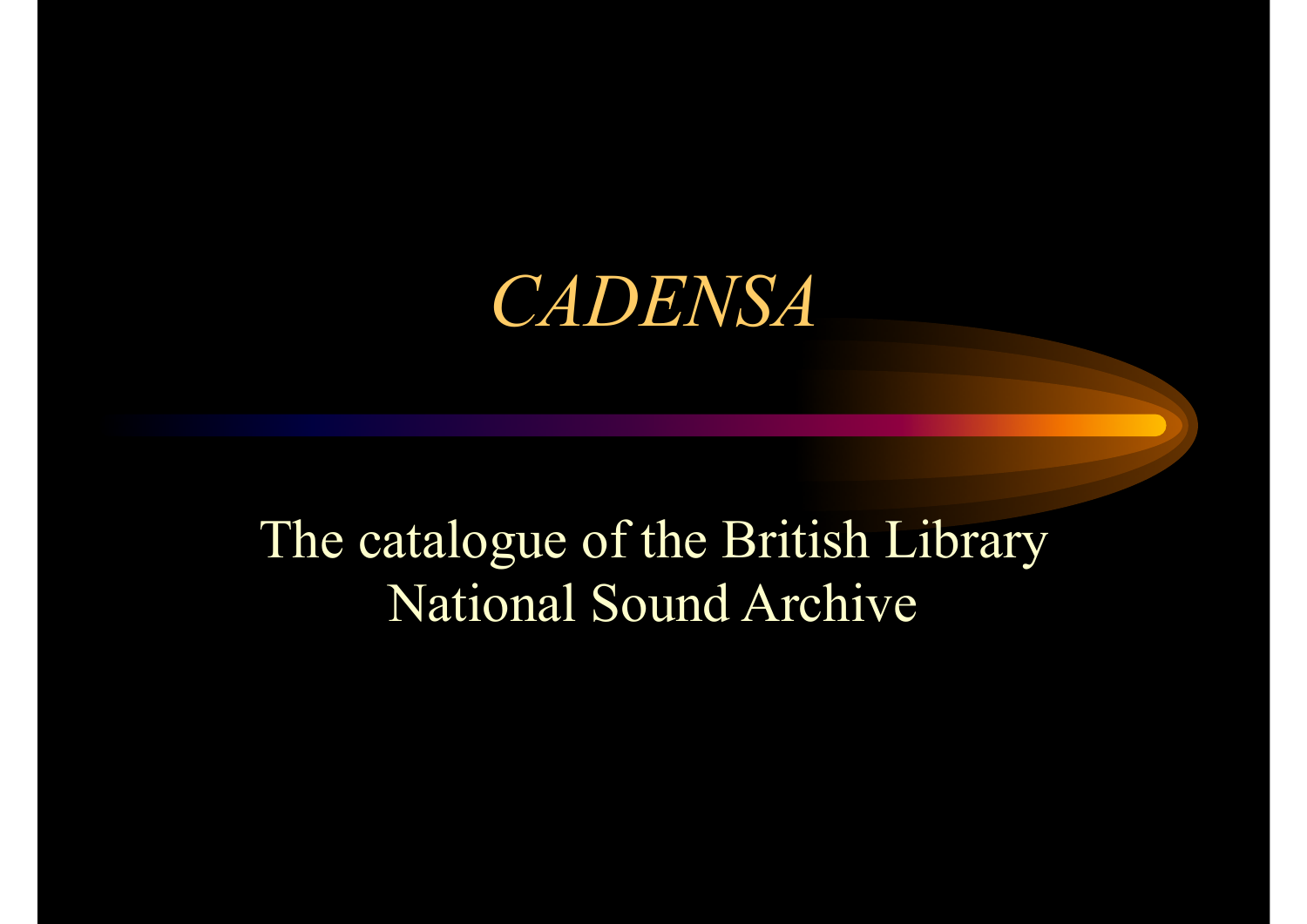# *CADENSA*

The catalogue of the British Library National Sound Archive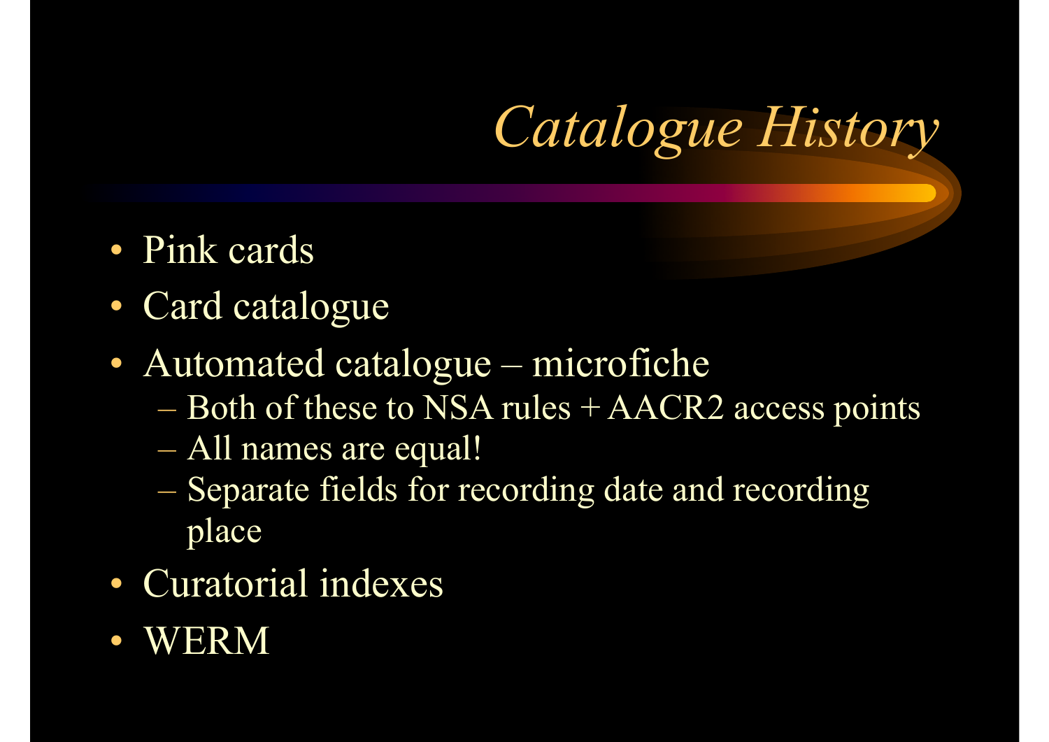# *Catalogue History*

- Pink cards
- Card catalogue
- Automated catalogue – microfiche
  - Both of these to NSA rules + AACR2 access points
  - All names are equal!
  - Separate fields for recording date and recording place
- Curatorial indexes
- WERM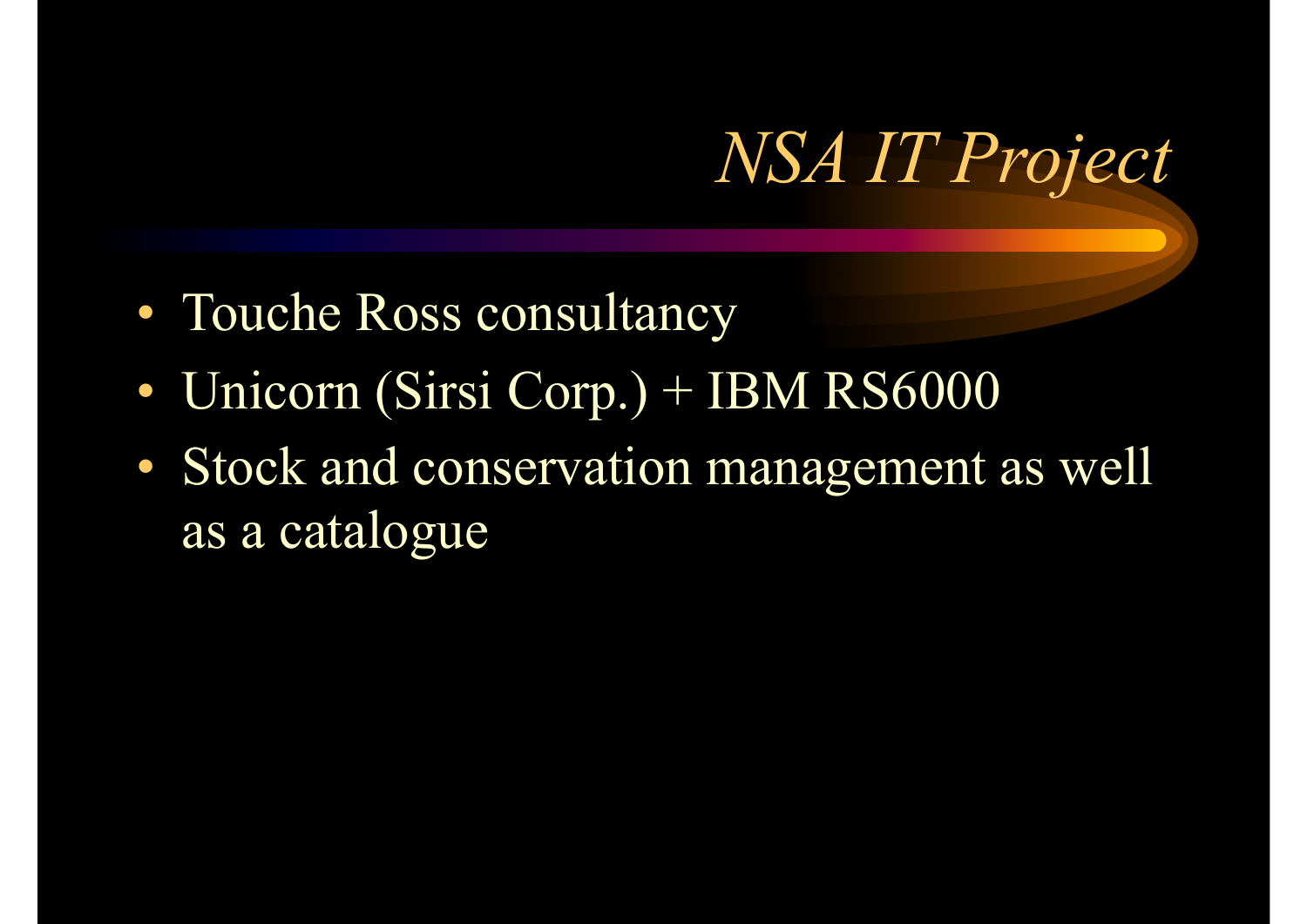# *NSA IT Project*

- Touche Ross consultancy
- Unicorn (Sirsi Corp.) + IBM RS6000
- Stock and conservation management as well as a catalogue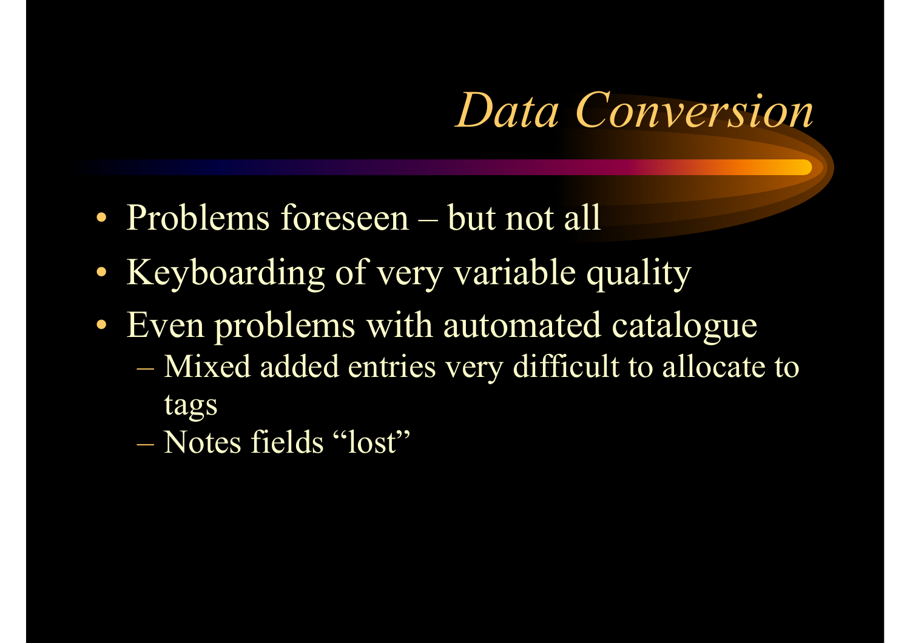# *Data Conversion*

- Problems foreseen – but not all
- Keyboarding of very variable quality
- Even problems with automated catalogue
  - Mixed added entries very difficult to allocate to tags
  - Notes fields “lost”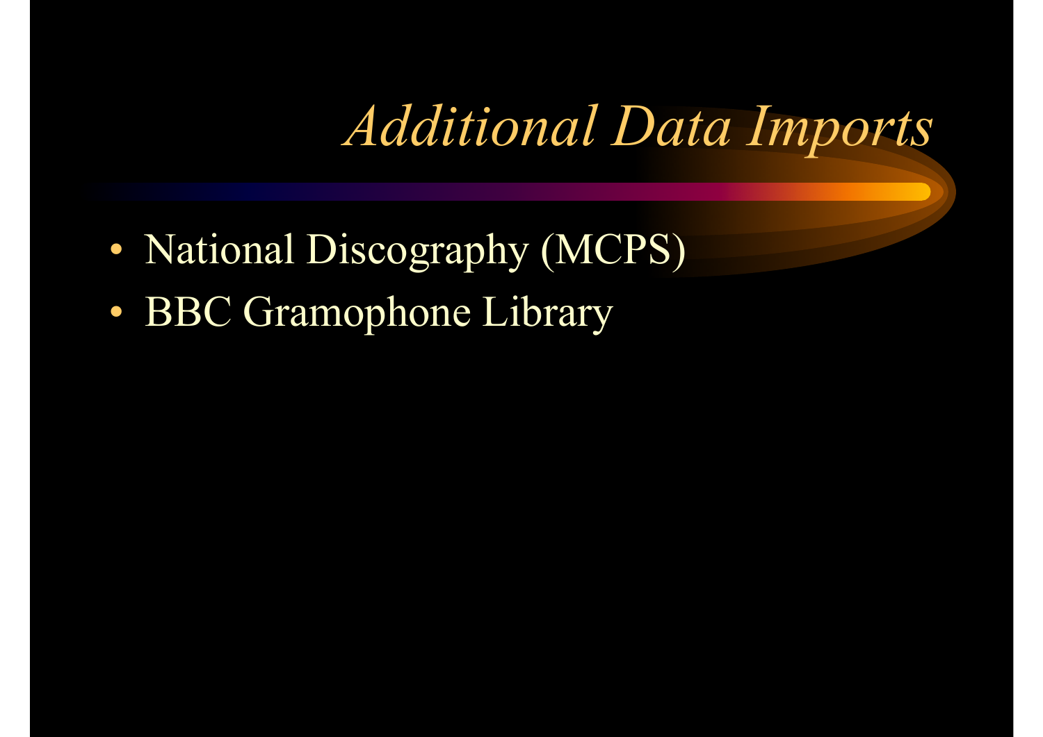# *Additional Data Imports*

- National Discography (MCPS)
- BBC Gramophone Library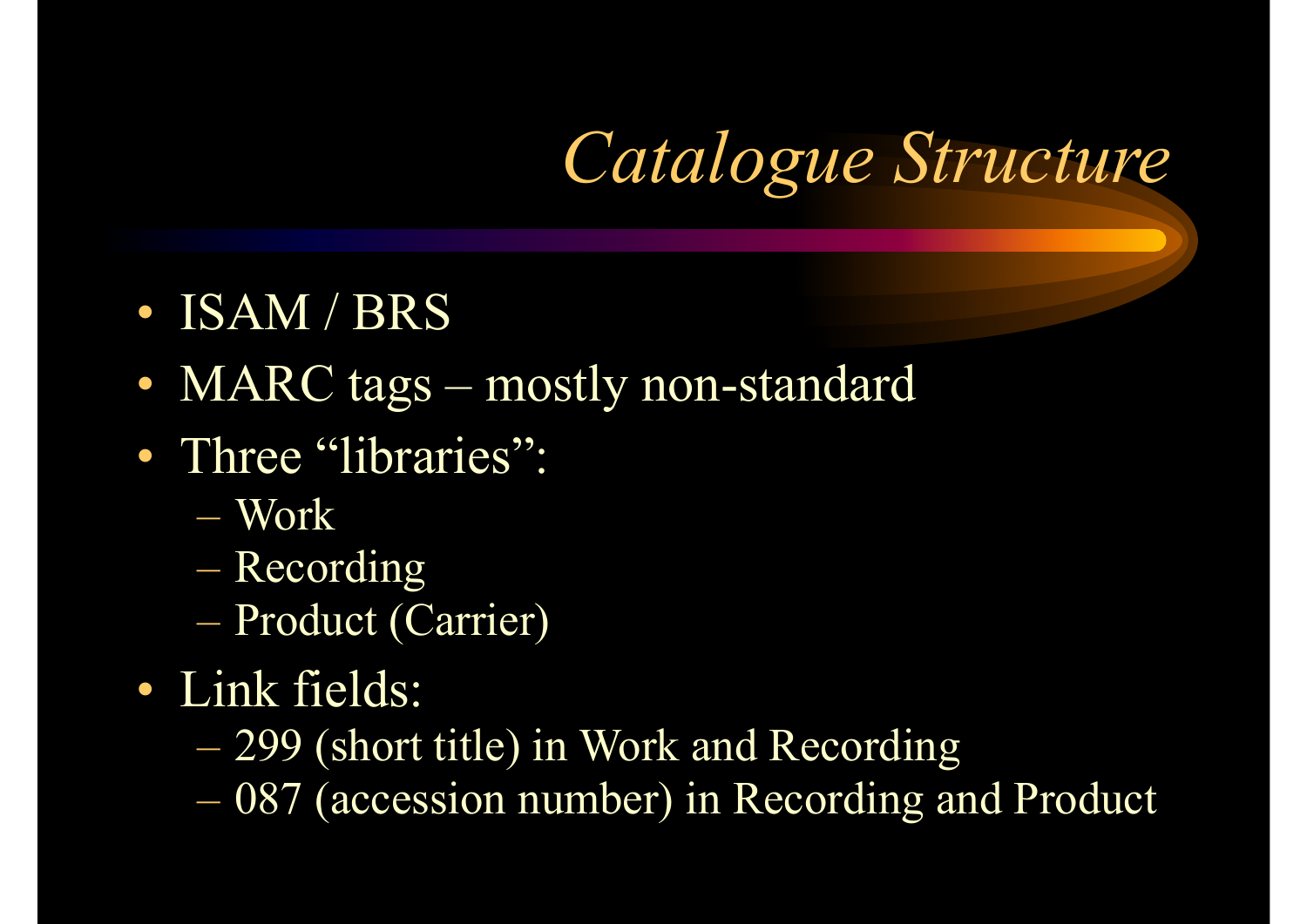# *Catalogue Structure*

- ISAM / BRS
- MARC tags – mostly non-standard
- Three "libraries":
  - Work
  - Recording
  - Product (Carrier)
- Link fields:
  - 299 (short title) in Work and Recording
  - 087 (accession number) in Recording and Product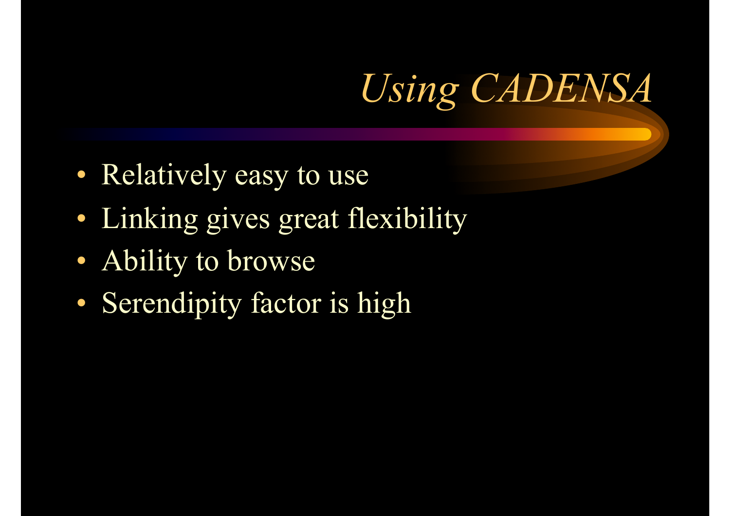# *Using CADENSA*

- Relatively easy to use
- Linking gives great flexibility
- Ability to browse
- Serendipity factor is high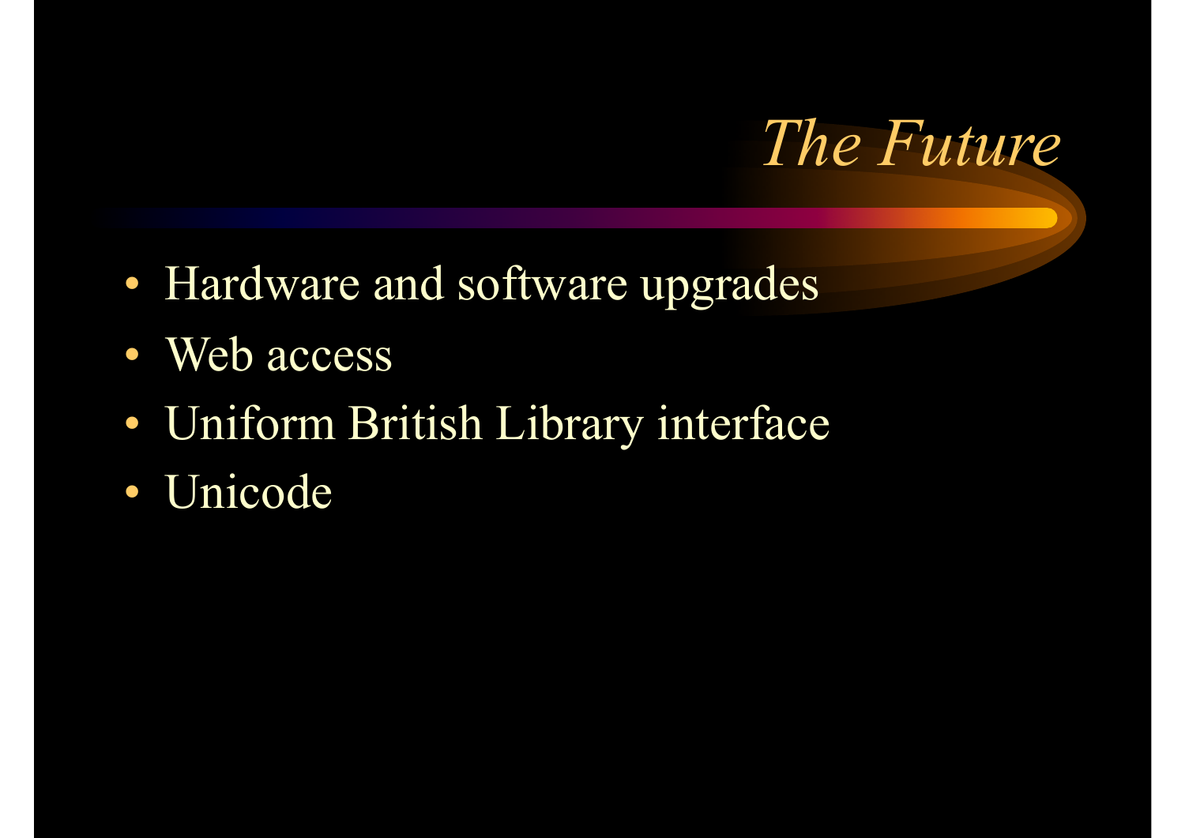# *The Future*

- Hardware and software upgrades
- Web access
- Uniform British Library interface
- Unicode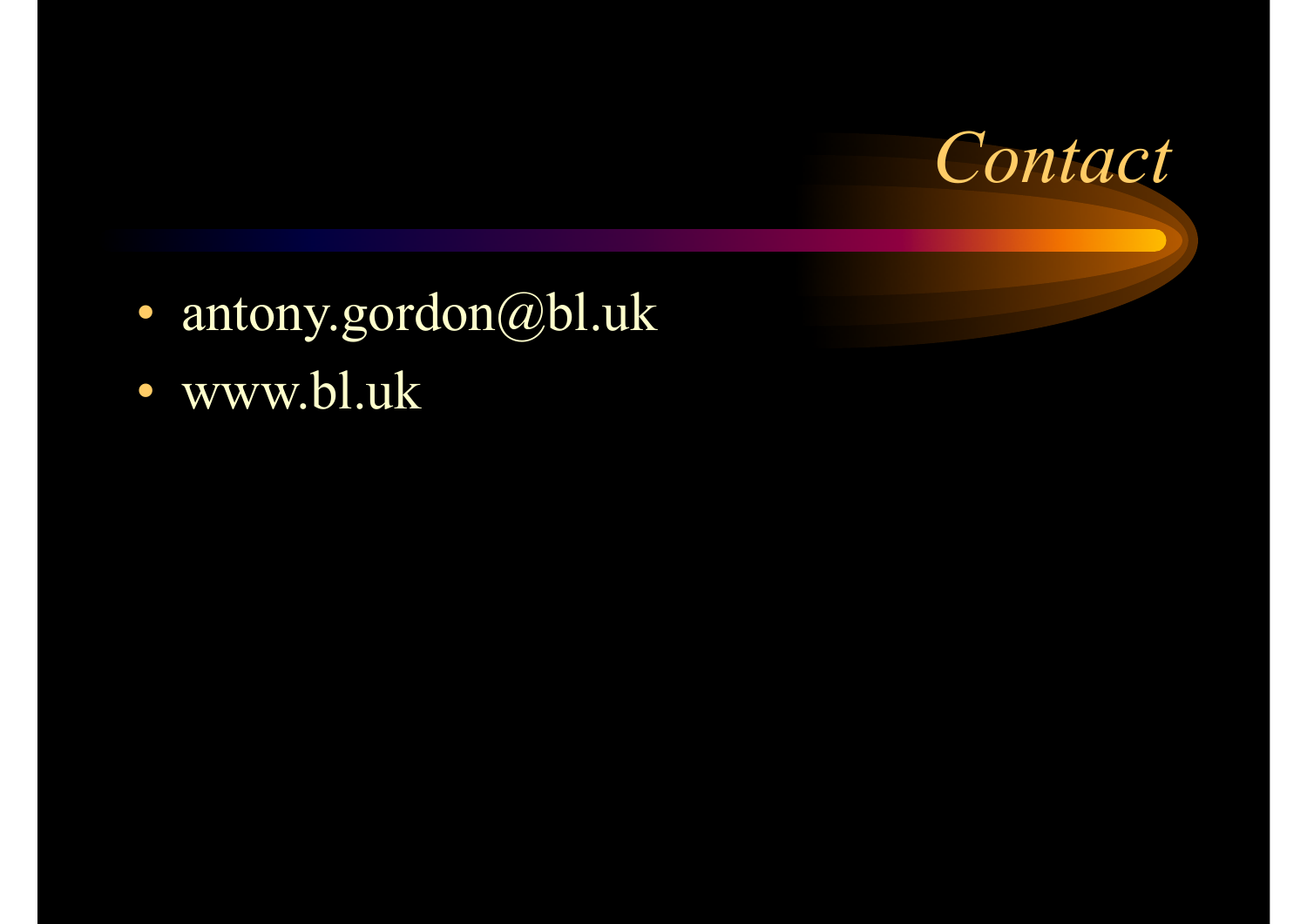# *Contact*

- antony.gordon@bl.uk
- www.bl.uk